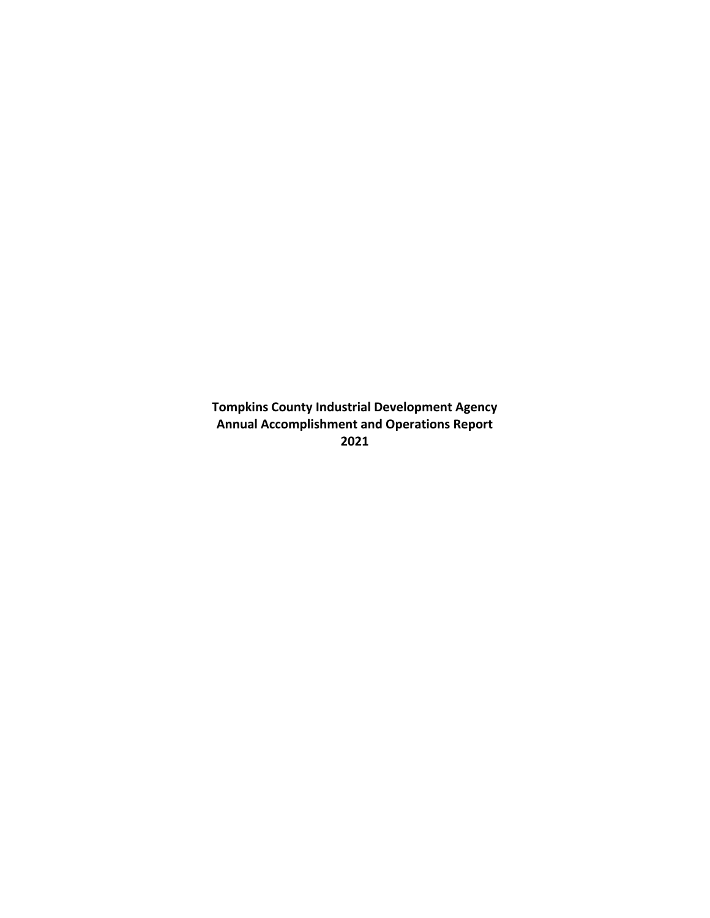# Tompkins County Industrial Development Agency
# Annual Accomplishment and Operations Report
# 2021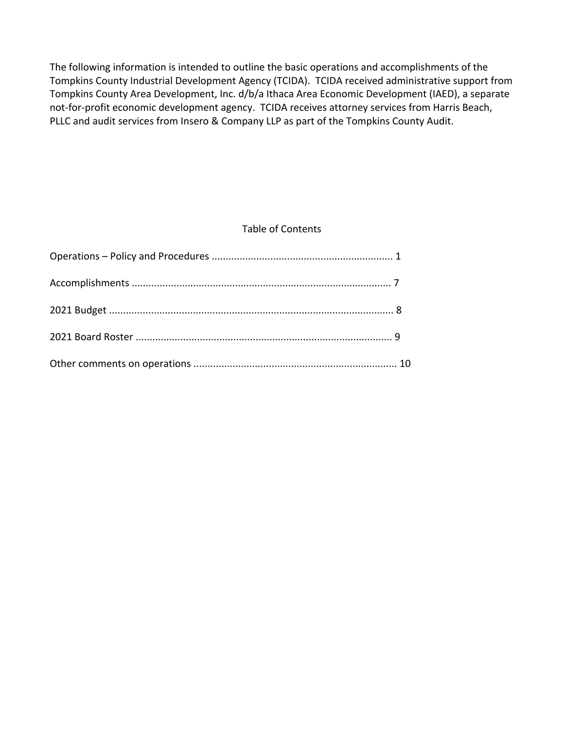The following information is intended to outline the basic operations and accomplishments of the Tompkins County Industrial Development Agency (TCIDA). TCIDA received administrative support from Tompkins County Area Development, Inc. d/b/a Ithaca Area Economic Development (IAED), a separate not-for-profit economic development agency. TCIDA receives attorney services from Harris Beach, PLLC and audit services from Insero & Company LLP as part of the Tompkins County Audit.

## Table of Contents

Operations – Policy and Procedures ................................................................ 1

Accomplishments ........................................................................................... 7

2021 Budget .................................................................................................... 8

2021 Board Roster .......................................................................................... 9

Other comments on operations ....................................................................... 10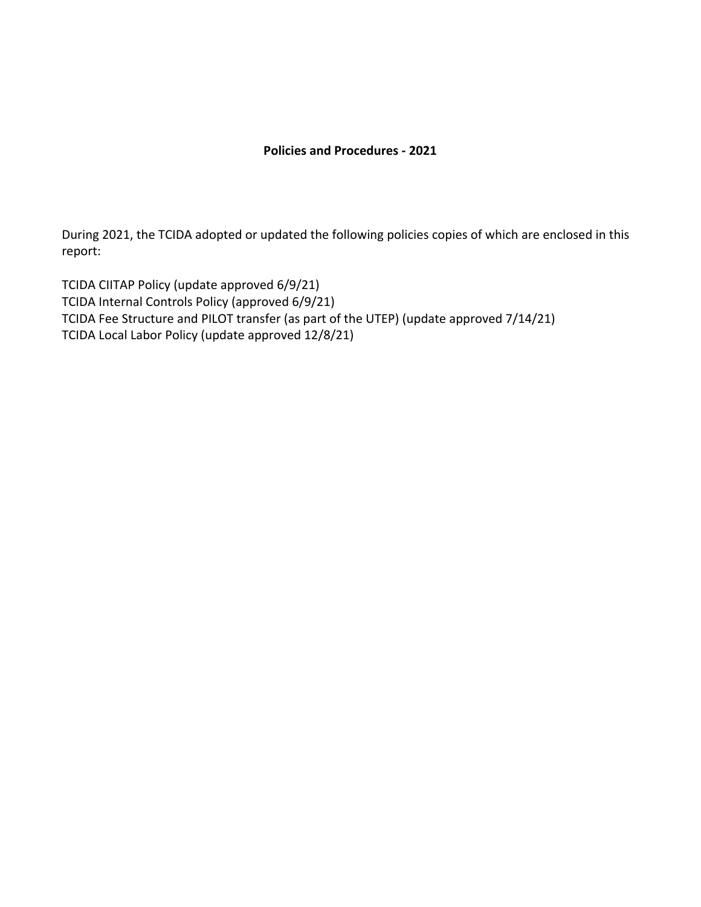**Policies and Procedures - 2021**

During 2021, the TCIDA adopted or updated the following policies copies of which are enclosed in this report:

TCIDA CIITAP Policy (update approved 6/9/21)
TCIDA Internal Controls Policy (approved 6/9/21)
TCIDA Fee Structure and PILOT transfer (as part of the UTEP) (update approved 7/14/21)
TCIDA Local Labor Policy (update approved 12/8/21)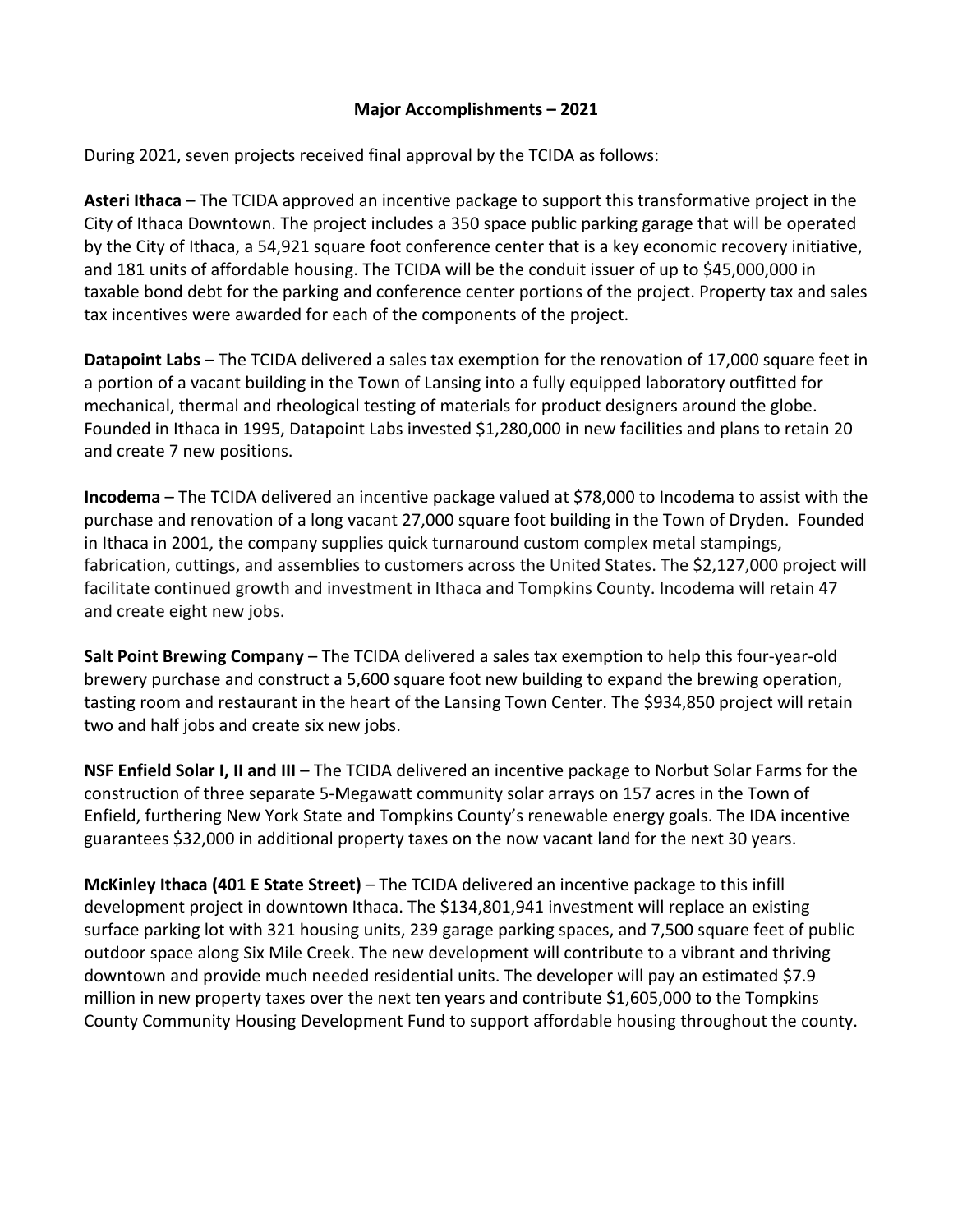## Major Accomplishments – 2021

During 2021, seven projects received final approval by the TCIDA as follows:

**Asteri Ithaca** – The TCIDA approved an incentive package to support this transformative project in the City of Ithaca Downtown. The project includes a 350 space public parking garage that will be operated by the City of Ithaca, a 54,921 square foot conference center that is a key economic recovery initiative, and 181 units of affordable housing. The TCIDA will be the conduit issuer of up to $45,000,000 in taxable bond debt for the parking and conference center portions of the project. Property tax and sales tax incentives were awarded for each of the components of the project.

**Datapoint Labs** – The TCIDA delivered a sales tax exemption for the renovation of 17,000 square feet in a portion of a vacant building in the Town of Lansing into a fully equipped laboratory outfitted for mechanical, thermal and rheological testing of materials for product designers around the globe. Founded in Ithaca in 1995, Datapoint Labs invested $1,280,000 in new facilities and plans to retain 20 and create 7 new positions.

**Incodema** – The TCIDA delivered an incentive package valued at $78,000 to Incodema to assist with the purchase and renovation of a long vacant 27,000 square foot building in the Town of Dryden. Founded in Ithaca in 2001, the company supplies quick turnaround custom complex metal stampings, fabrication, cuttings, and assemblies to customers across the United States. The $2,127,000 project will facilitate continued growth and investment in Ithaca and Tompkins County. Incodema will retain 47 and create eight new jobs.

**Salt Point Brewing Company** – The TCIDA delivered a sales tax exemption to help this four-year-old brewery purchase and construct a 5,600 square foot new building to expand the brewing operation, tasting room and restaurant in the heart of the Lansing Town Center. The $934,850 project will retain two and half jobs and create six new jobs.

**NSF Enfield Solar I, II and III** – The TCIDA delivered an incentive package to Norbut Solar Farms for the construction of three separate 5-Megawatt community solar arrays on 157 acres in the Town of Enfield, furthering New York State and Tompkins County's renewable energy goals. The IDA incentive guarantees $32,000 in additional property taxes on the now vacant land for the next 30 years.

**McKinley Ithaca (401 E State Street)** – The TCIDA delivered an incentive package to this infill development project in downtown Ithaca. The $134,801,941 investment will replace an existing surface parking lot with 321 housing units, 239 garage parking spaces, and 7,500 square feet of public outdoor space along Six Mile Creek. The new development will contribute to a vibrant and thriving downtown and provide much needed residential units. The developer will pay an estimated $7.9 million in new property taxes over the next ten years and contribute $1,605,000 to the Tompkins County Community Housing Development Fund to support affordable housing throughout the county.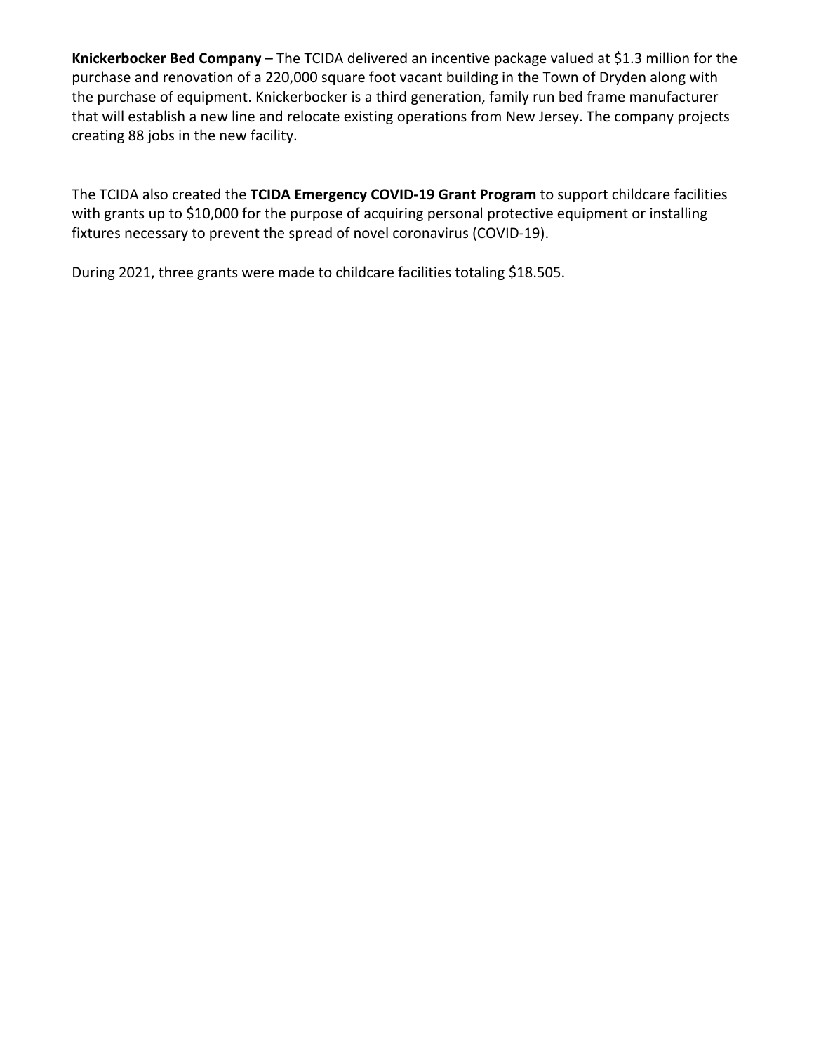**Knickerbocker Bed Company** – The TCIDA delivered an incentive package valued at $1.3 million for the purchase and renovation of a 220,000 square foot vacant building in the Town of Dryden along with the purchase of equipment. Knickerbocker is a third generation, family run bed frame manufacturer that will establish a new line and relocate existing operations from New Jersey. The company projects creating 88 jobs in the new facility.

The TCIDA also created the **TCIDA Emergency COVID-19 Grant Program** to support childcare facilities with grants up to $10,000 for the purpose of acquiring personal protective equipment or installing fixtures necessary to prevent the spread of novel coronavirus (COVID-19).

During 2021, three grants were made to childcare facilities totaling $18.505.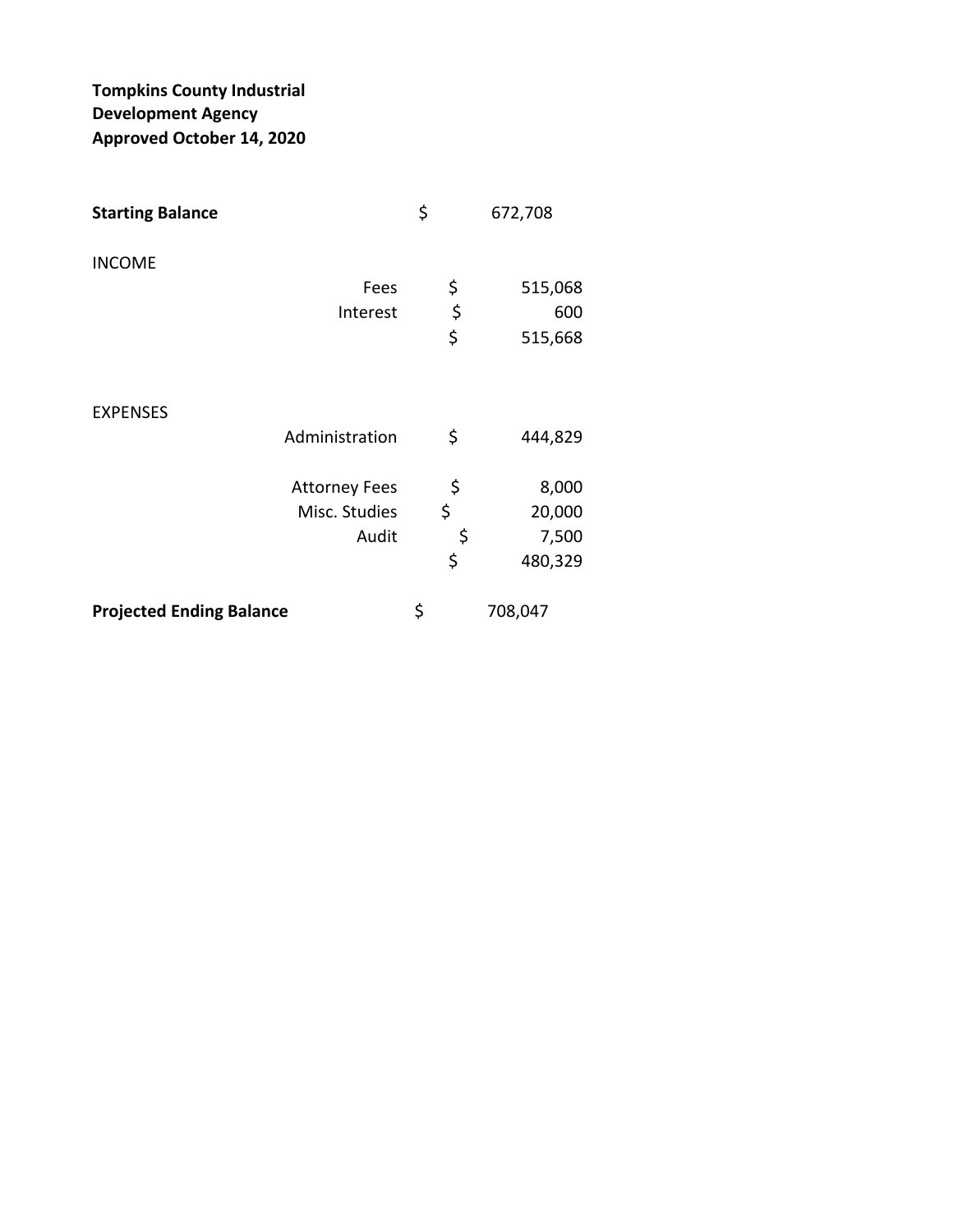**Tompkins County Industrial Development Agency**
**Approved October 14, 2020**

| | | |
|---|---|---|
| **Starting Balance** | $ | 672,708 |
| INCOME | | |
| Fees | $ | 515,068 |
| Interest | $ | 600 |
| | $ | 515,668 |
| EXPENSES | | |
| Administration | $ | 444,829 |
| Attorney Fees | $ | 8,000 |
| Misc. Studies | $ | 20,000 |
| Audit | $ | 7,500 |
| | $ | 480,329 |
| **Projected Ending Balance** | $ | 708,047 |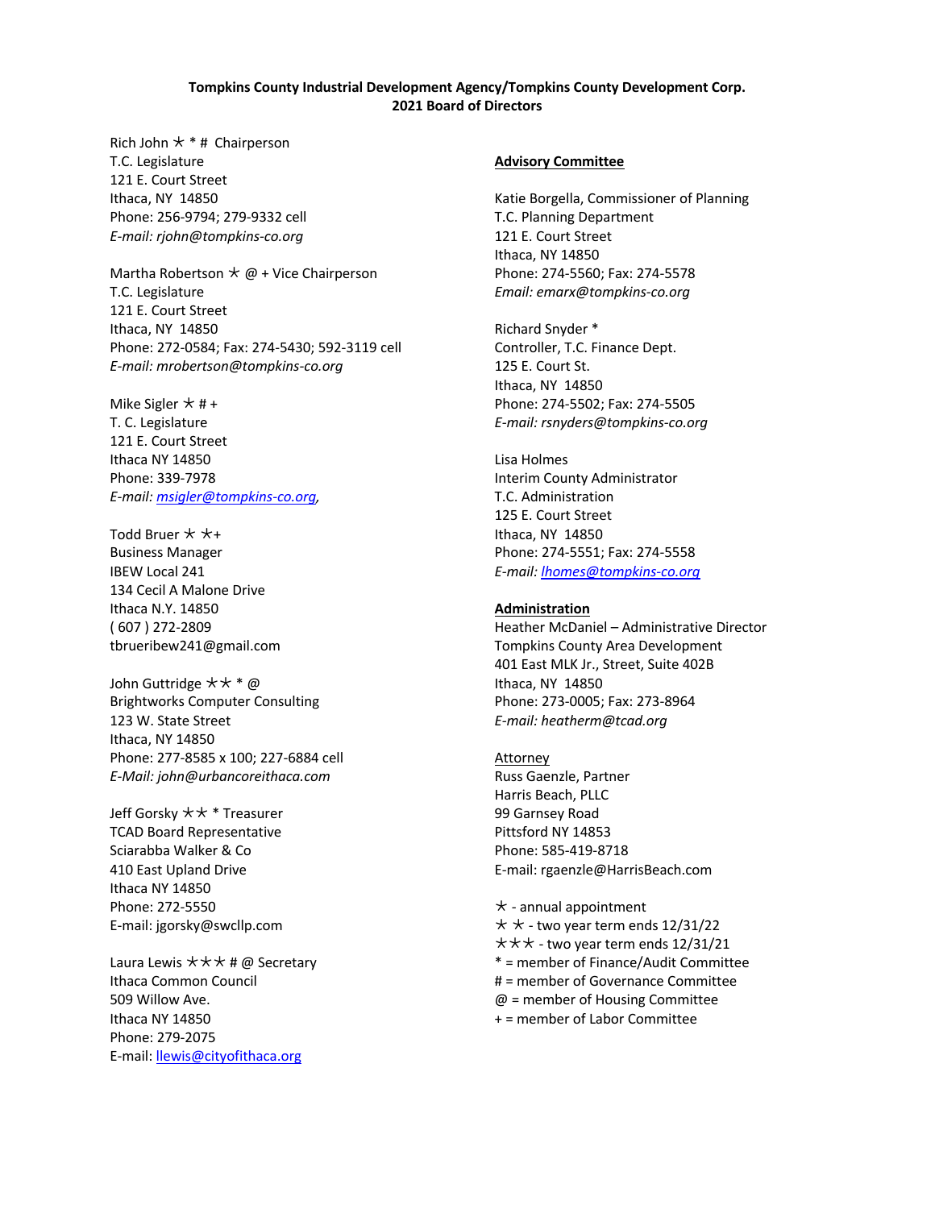**Tompkins County Industrial Development Agency/Tompkins County Development Corp.**
**2021 Board of Directors**

Rich John ⚹ * # Chairperson
T.C. Legislature
121 E. Court Street
Ithaca, NY 14850
Phone: 256-9794; 279-9332 cell
*E-mail: rjohn@tompkins-co.org*

Martha Robertson ⚹ @ + Vice Chairperson
T.C. Legislature
121 E. Court Street
Ithaca, NY 14850
Phone: 272-0584; Fax: 274-5430; 592-3119 cell
*E-mail: mrobertson@tompkins-co.org*

Mike Sigler ⚹ # +
T. C. Legislature
121 E. Court Street
Ithaca NY 14850
Phone: 339-7978
*E-mail: msigler@tompkins-co.org,*

Todd Bruer ⚹ ⚹+
Business Manager
IBEW Local 241
134 Cecil A Malone Drive
Ithaca N.Y. 14850
( 607 ) 272-2809
tbrueribew241@gmail.com

John Guttridge ⚹⚹ * @
Brightworks Computer Consulting
123 W. State Street
Ithaca, NY 14850
Phone: 277-8585 x 100; 227-6884 cell
*E-Mail: john@urbancoreithaca.com*

Jeff Gorsky ⚹⚹ * Treasurer
TCAD Board Representative
Sciarabba Walker & Co
410 East Upland Drive
Ithaca NY 14850
Phone: 272-5550
E-mail: jgorsky@swcllp.com

Laura Lewis ⚹⚹⚹ # @ Secretary
Ithaca Common Council
509 Willow Ave.
Ithaca NY 14850
Phone: 279-2075
E-mail: llewis@cityofithaca.org

**Advisory Committee**

Katie Borgella, Commissioner of Planning
T.C. Planning Department
121 E. Court Street
Ithaca, NY 14850
Phone: 274-5560; Fax: 274-5578
*Email: emarx@tompkins-co.org*

Richard Snyder *
Controller, T.C. Finance Dept.
125 E. Court St.
Ithaca, NY 14850
Phone: 274-5502; Fax: 274-5505
*E-mail: rsnyders@tompkins-co.org*

Lisa Holmes
Interim County Administrator
T.C. Administration
125 E. Court Street
Ithaca, NY 14850
Phone: 274-5551; Fax: 274-5558
*E-mail: lhomes@tompkins-co.org*

**Administration**
Heather McDaniel – Administrative Director
Tompkins County Area Development
401 East MLK Jr., Street, Suite 402B
Ithaca, NY 14850
Phone: 273-0005; Fax: 273-8964
*E-mail: heatherm@tcad.org*

Attorney
Russ Gaenzle, Partner
Harris Beach, PLLC
99 Garnsey Road
Pittsford NY 14853
Phone: 585-419-8718
E-mail: rgaenzle@HarrisBeach.com

⚹ - annual appointment
⚹ ⚹ - two year term ends 12/31/22
⚹⚹⚹ - two year term ends 12/31/21
* = member of Finance/Audit Committee
# = member of Governance Committee
@ = member of Housing Committee
+ = member of Labor Committee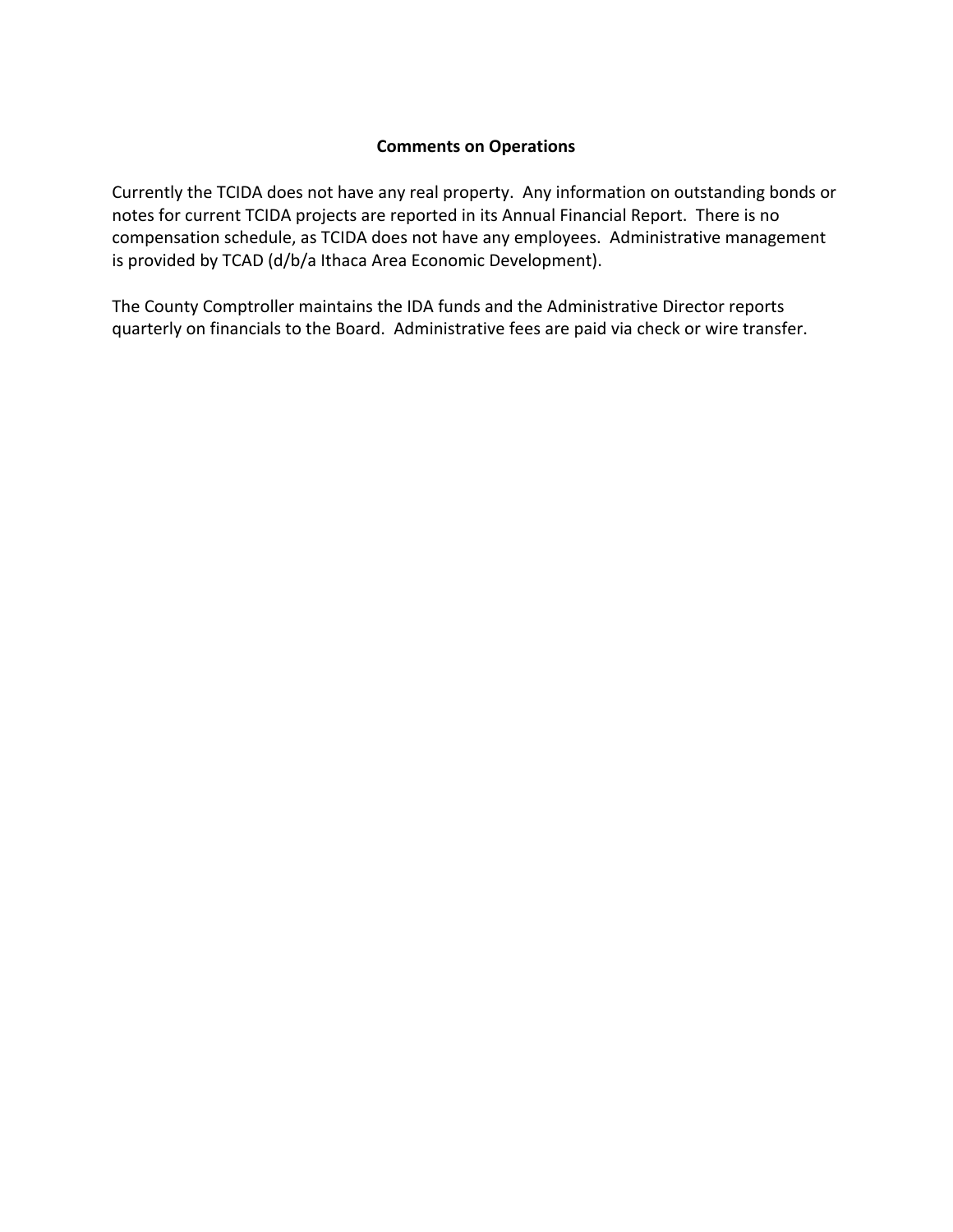## Comments on Operations

Currently the TCIDA does not have any real property. Any information on outstanding bonds or notes for current TCIDA projects are reported in its Annual Financial Report. There is no compensation schedule, as TCIDA does not have any employees. Administrative management is provided by TCAD (d/b/a Ithaca Area Economic Development).

The County Comptroller maintains the IDA funds and the Administrative Director reports quarterly on financials to the Board. Administrative fees are paid via check or wire transfer.